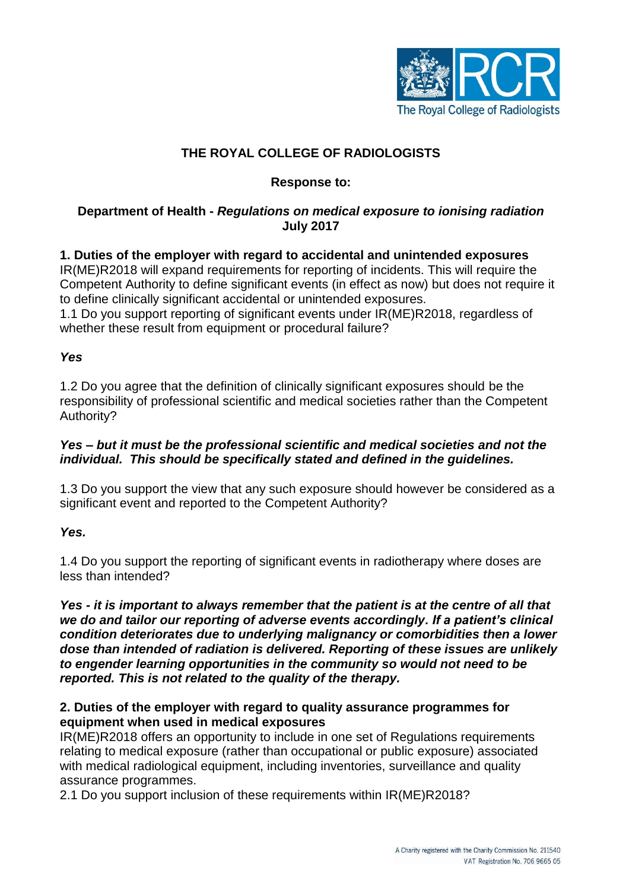# THE ROYAL COLLEGE OF RADIOLOGISTS

**Response to:**

**Department of Health - *Regulations on medical exposure to ionising radiation* July 2017**

## 1. Duties of the employer with regard to accidental and unintended exposures

IR(ME)R2018 will expand requirements for reporting of incidents. This will require the Competent Authority to define significant events (in effect as now) but does not require it to define clinically significant accidental or unintended exposures.

1.1 Do you support reporting of significant events under IR(ME)R2018, regardless of whether these result from equipment or procedural failure?

***Yes***

1.2 Do you agree that the definition of clinically significant exposures should be the responsibility of professional scientific and medical societies rather than the Competent Authority?

***Yes – but it must be the professional scientific and medical societies and not the individual. This should be specifically stated and defined in the guidelines.***

1.3 Do you support the view that any such exposure should however be considered as a significant event and reported to the Competent Authority?

***Yes.***

1.4 Do you support the reporting of significant events in radiotherapy where doses are less than intended?

***Yes - it is important to always remember that the patient is at the centre of all that we do and tailor our reporting of adverse events accordingly. If a patient's clinical condition deteriorates due to underlying malignancy or comorbidities then a lower dose than intended of radiation is delivered. Reporting of these issues are unlikely to engender learning opportunities in the community so would not need to be reported. This is not related to the quality of the therapy.***

## 2. Duties of the employer with regard to quality assurance programmes for equipment when used in medical exposures

IR(ME)R2018 offers an opportunity to include in one set of Regulations requirements relating to medical exposure (rather than occupational or public exposure) associated with medical radiological equipment, including inventories, surveillance and quality assurance programmes.

2.1 Do you support inclusion of these requirements within IR(ME)R2018?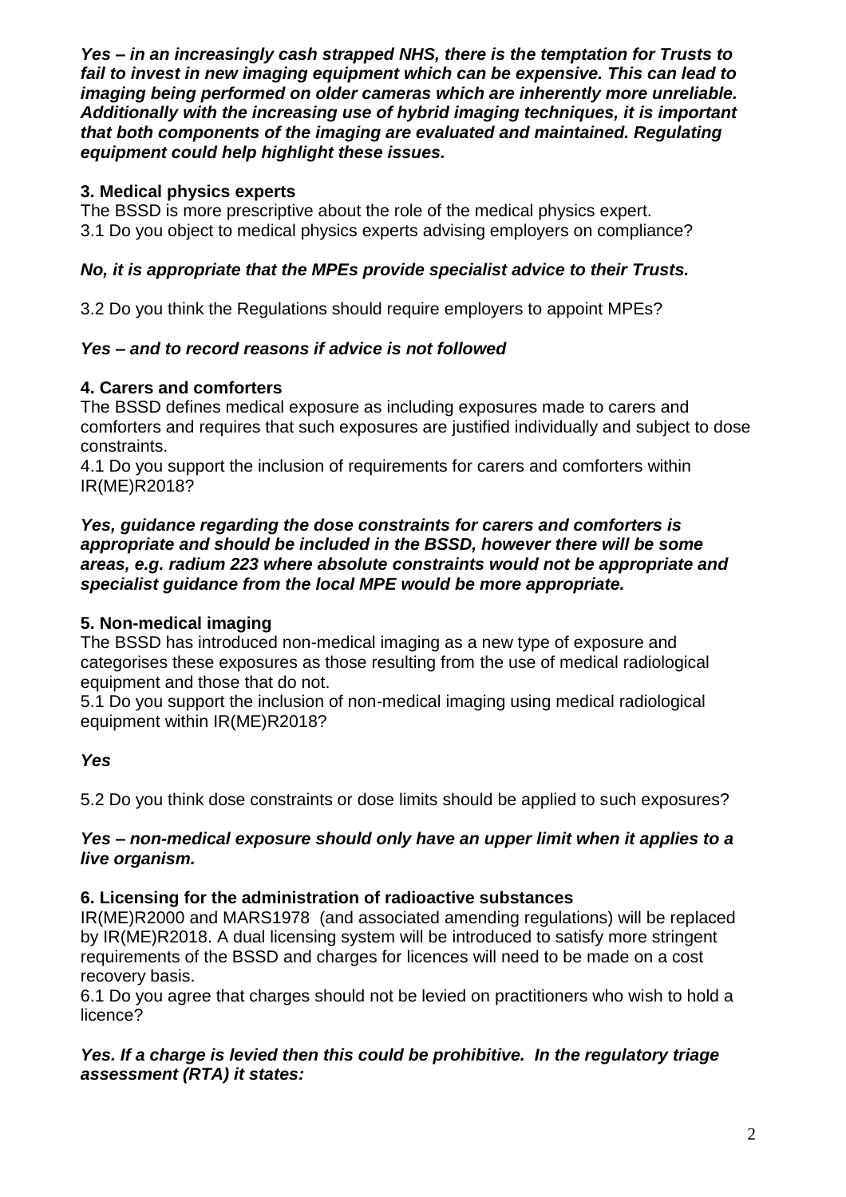***Yes – in an increasingly cash strapped NHS, there is the temptation for Trusts to fail to invest in new imaging equipment which can be expensive. This can lead to imaging being performed on older cameras which are inherently more unreliable. Additionally with the increasing use of hybrid imaging techniques, it is important that both components of the imaging are evaluated and maintained. Regulating equipment could help highlight these issues.***

**3. Medical physics experts**

The BSSD is more prescriptive about the role of the medical physics expert.

3.1 Do you object to medical physics experts advising employers on compliance?

***No, it is appropriate that the MPEs provide specialist advice to their Trusts.***

3.2 Do you think the Regulations should require employers to appoint MPEs?

***Yes – and to record reasons if advice is not followed***

**4. Carers and comforters**

The BSSD defines medical exposure as including exposures made to carers and comforters and requires that such exposures are justified individually and subject to dose constraints.

4.1 Do you support the inclusion of requirements for carers and comforters within IR(ME)R2018?

***Yes, guidance regarding the dose constraints for carers and comforters is appropriate and should be included in the BSSD, however there will be some areas, e.g. radium 223 where absolute constraints would not be appropriate and specialist guidance from the local MPE would be more appropriate.***

**5. Non-medical imaging**

The BSSD has introduced non-medical imaging as a new type of exposure and categorises these exposures as those resulting from the use of medical radiological equipment and those that do not.

5.1 Do you support the inclusion of non-medical imaging using medical radiological equipment within IR(ME)R2018?

***Yes***

5.2 Do you think dose constraints or dose limits should be applied to such exposures?

***Yes – non-medical exposure should only have an upper limit when it applies to a live organism.***

**6. Licensing for the administration of radioactive substances**

IR(ME)R2000 and MARS1978 (and associated amending regulations) will be replaced by IR(ME)R2018. A dual licensing system will be introduced to satisfy more stringent requirements of the BSSD and charges for licences will need to be made on a cost recovery basis.

6.1 Do you agree that charges should not be levied on practitioners who wish to hold a licence?

***Yes. If a charge is levied then this could be prohibitive. In the regulatory triage assessment (RTA) it states:***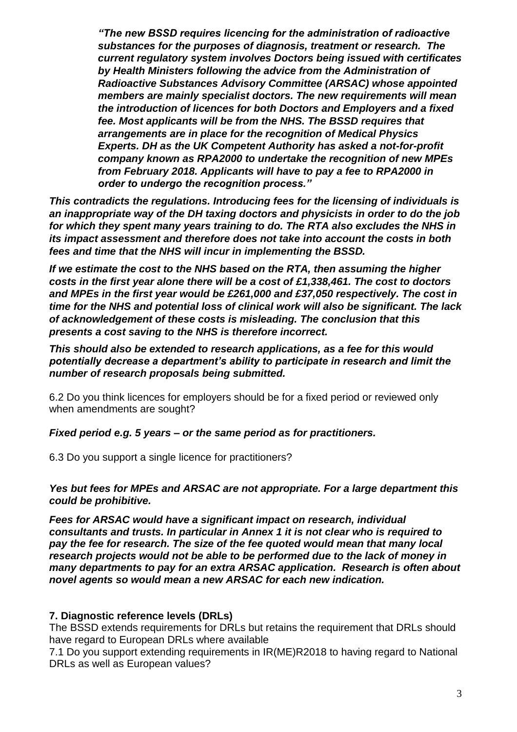*"The new BSSD requires licencing for the administration of radioactive substances for the purposes of diagnosis, treatment or research. The current regulatory system involves Doctors being issued with certificates by Health Ministers following the advice from the Administration of Radioactive Substances Advisory Committee (ARSAC) whose appointed members are mainly specialist doctors. The new requirements will mean the introduction of licences for both Doctors and Employers and a fixed fee. Most applicants will be from the NHS. The BSSD requires that arrangements are in place for the recognition of Medical Physics Experts. DH as the UK Competent Authority has asked a not-for-profit company known as RPA2000 to undertake the recognition of new MPEs from February 2018. Applicants will have to pay a fee to RPA2000 in order to undergo the recognition process."*

***This contradicts the regulations. Introducing fees for the licensing of individuals is an inappropriate way of the DH taxing doctors and physicists in order to do the job for which they spent many years training to do. The RTA also excludes the NHS in its impact assessment and therefore does not take into account the costs in both fees and time that the NHS will incur in implementing the BSSD.***

***If we estimate the cost to the NHS based on the RTA, then assuming the higher costs in the first year alone there will be a cost of £1,338,461. The cost to doctors and MPEs in the first year would be £261,000 and £37,050 respectively. The cost in time for the NHS and potential loss of clinical work will also be significant. The lack of acknowledgement of these costs is misleading. The conclusion that this presents a cost saving to the NHS is therefore incorrect.***

***This should also be extended to research applications, as a fee for this would potentially decrease a department's ability to participate in research and limit the number of research proposals being submitted.***

6.2 Do you think licences for employers should be for a fixed period or reviewed only when amendments are sought?

***Fixed period e.g. 5 years – or the same period as for practitioners.***

6.3 Do you support a single licence for practitioners?

***Yes but fees for MPEs and ARSAC are not appropriate. For a large department this could be prohibitive.***

***Fees for ARSAC would have a significant impact on research, individual consultants and trusts. In particular in Annex 1 it is not clear who is required to pay the fee for research. The size of the fee quoted would mean that many local research projects would not be able to be performed due to the lack of money in many departments to pay for an extra ARSAC application. Research is often about novel agents so would mean a new ARSAC for each new indication.***

**7. Diagnostic reference levels (DRLs)**

The BSSD extends requirements for DRLs but retains the requirement that DRLs should have regard to European DRLs where available

7.1 Do you support extending requirements in IR(ME)R2018 to having regard to National DRLs as well as European values?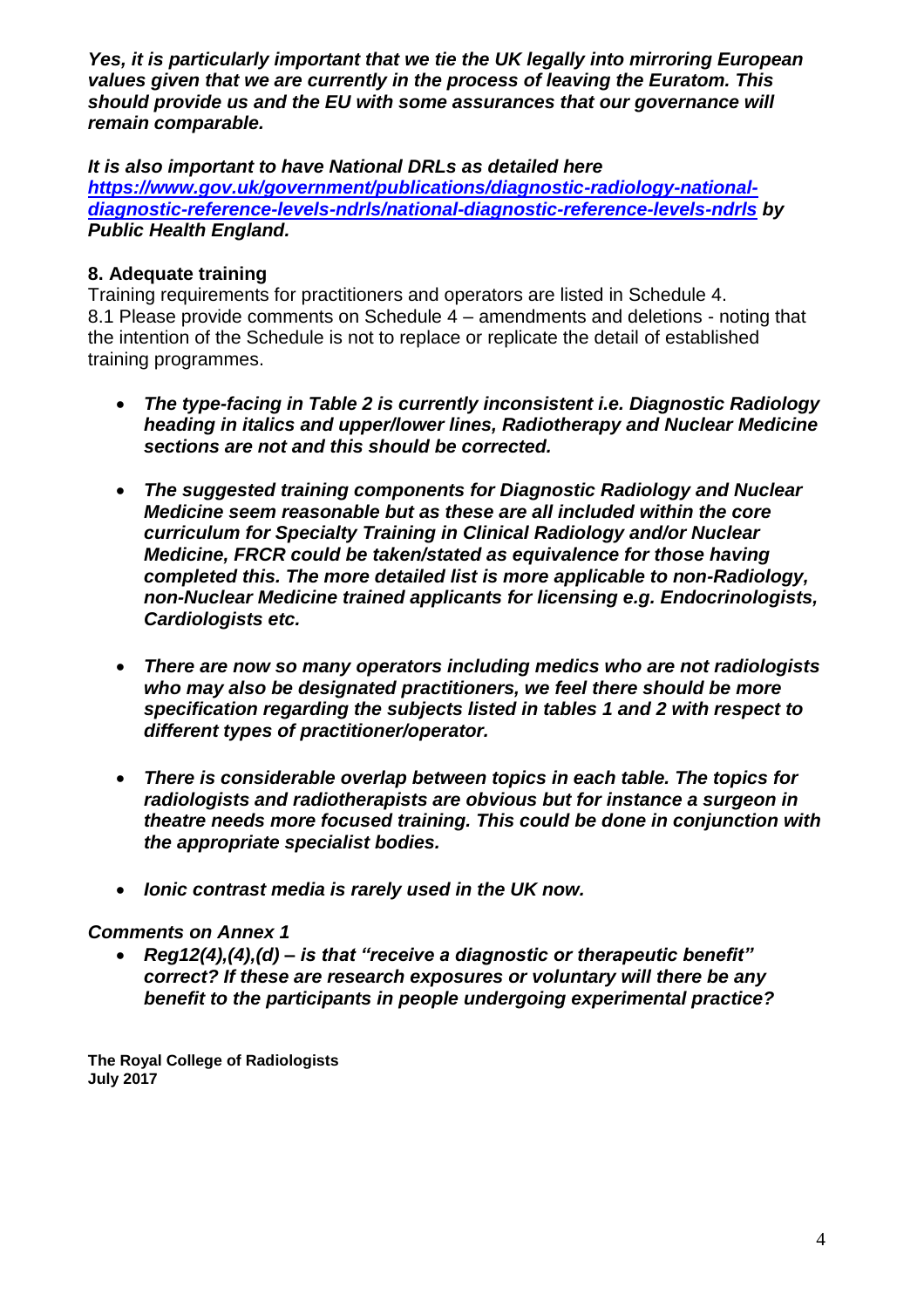***Yes, it is particularly important that we tie the UK legally into mirroring European values given that we are currently in the process of leaving the Euratom. This should provide us and the EU with some assurances that our governance will remain comparable.***

***It is also important to have National DRLs as detailed here [https://www.gov.uk/government/publications/diagnostic-radiology-national-diagnostic-reference-levels-ndrls/national-diagnostic-reference-levels-ndrls](https://www.gov.uk/government/publications/diagnostic-radiology-national-diagnostic-reference-levels-ndrls/national-diagnostic-reference-levels-ndrls) by Public Health England.***

## 8. Adequate training

Training requirements for practitioners and operators are listed in Schedule 4.
8.1 Please provide comments on Schedule 4 – amendments and deletions - noting that the intention of the Schedule is not to replace or replicate the detail of established training programmes.

- ***The type-facing in Table 2 is currently inconsistent i.e. Diagnostic Radiology heading in italics and upper/lower lines, Radiotherapy and Nuclear Medicine sections are not and this should be corrected.***

- ***The suggested training components for Diagnostic Radiology and Nuclear Medicine seem reasonable but as these are all included within the core curriculum for Specialty Training in Clinical Radiology and/or Nuclear Medicine, FRCR could be taken/stated as equivalence for those having completed this. The more detailed list is more applicable to non-Radiology, non-Nuclear Medicine trained applicants for licensing e.g. Endocrinologists, Cardiologists etc.***

- ***There are now so many operators including medics who are not radiologists who may also be designated practitioners, we feel there should be more specification regarding the subjects listed in tables 1 and 2 with respect to different types of practitioner/operator.***

- ***There is considerable overlap between topics in each table. The topics for radiologists and radiotherapists are obvious but for instance a surgeon in theatre needs more focused training. This could be done in conjunction with the appropriate specialist bodies.***

- ***Ionic contrast media is rarely used in the UK now.***

***Comments on Annex 1***

- ***Reg12(4),(4),(d) – is that "receive a diagnostic or therapeutic benefit" correct? If these are research exposures or voluntary will there be any benefit to the participants in people undergoing experimental practice?***

**The Royal College of Radiologists**
**July 2017**